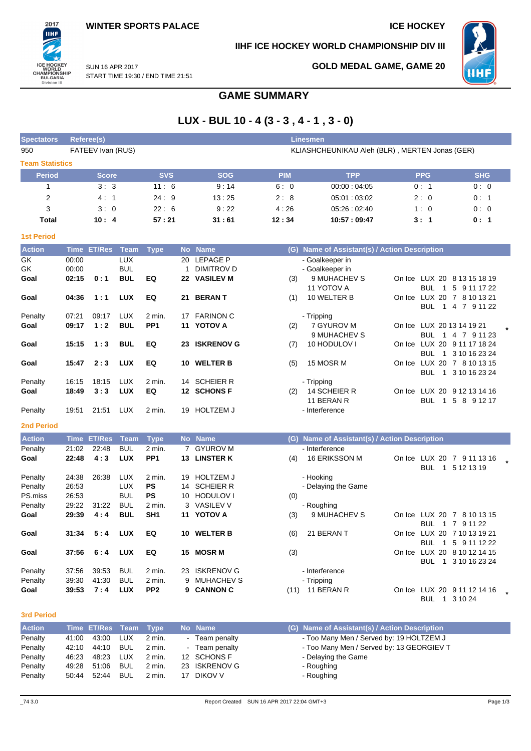WINTER SPORTS PALACE

ICE HOCKEY

IIHF ICE HOCKEY WORLD CHAMPIONSHIP DIV III

SUN 16 APR 2017
START TIME 19:30 / END TIME 21:51

GOLD MEDAL GAME, GAME 20

# GAME SUMMARY

## LUX - BUL 10 - 4 (3 - 3 , 4 - 1 , 3 - 0)

| Spectators | Referee(s) | Linesmen |
|---|---|---|
| 950 | FATEEV Ivan (RUS) | KLIASHCHEUNIKAU Aleh (BLR) , MERTEN Jonas (GER) |

### Team Statistics

| Period | Score | SVS | SOG | PIM | TPP | PPG | SHG |
|---|---|---|---|---|---|---|---|
| 1 | 3 : 3 | 11 : 6 | 9 : 14 | 6 : 0 | 00:00 : 04:05 | 0 : 1 | 0 : 0 |
| 2 | 4 : 1 | 24 : 9 | 13 : 25 | 2 : 8 | 05:01 : 03:02 | 2 : 0 | 0 : 1 |
| 3 | 3 : 0 | 22 : 6 | 9 : 22 | 4 : 26 | 05:26 : 02:40 | 1 : 0 | 0 : 0 |
| **Total** | **10 : 4** | **57 : 21** | **31 : 61** | **12 : 34** | **10:57 : 09:47** | **3 : 1** | **0 : 1** |

### 1st Period

| Action | Time | ET/Res | Team | Type | No | Name | (G) | Name of Assistant(s) / Action Description | On Ice |
|---|---|---|---|---|---|---|---|---|---|
| GK | 00:00 | | LUX | | 20 | LEPAGE P | | - Goalkeeper in | |
| GK | 00:00 | | BUL | | 1 | DIMITROV D | | - Goalkeeper in | |
| **Goal** | **02:15** | **0 : 1** | **BUL** | **EQ** | **22** | **VASILEV M** | (3) | 9 MUHACHEV S<br>11 YOTOV A | On Ice LUX 20 8 13 15 18 19<br>BUL 1 5 9 11 17 22 |
| **Goal** | **04:36** | **1 : 1** | **LUX** | **EQ** | **21** | **BERAN T** | (1) | 10 WELTER B | On Ice LUX 20 7 8 10 13 21<br>BUL 1 4 7 9 11 22 |
| Penalty | 07:21 | 09:17 | LUX | 2 min. | 17 | FARINON C | | - Tripping | |
| **Goal** | **09:17** | **1 : 2** | **BUL** | **PP1** | **11** | **YOTOV A** | (2) | 7 GYUROV M<br>9 MUHACHEV S | On Ice LUX 20 13 14 19 21<br>BUL 1 4 7 9 11 23 * |
| **Goal** | **15:15** | **1 : 3** | **BUL** | **EQ** | **23** | **ISKRENOV G** | (7) | 10 HODULOV I | On Ice LUX 20 9 11 17 18 24<br>BUL 1 3 10 16 23 24 |
| **Goal** | **15:47** | **2 : 3** | **LUX** | **EQ** | **10** | **WELTER B** | (5) | 15 MOSR M | On Ice LUX 20 7 8 10 13 15<br>BUL 1 3 10 16 23 24 |
| Penalty | 16:15 | 18:15 | LUX | 2 min. | 14 | SCHEIER R | | - Tripping | |
| **Goal** | **18:49** | **3 : 3** | **LUX** | **EQ** | **12** | **SCHONS F** | (2) | 14 SCHEIER R<br>11 BERAN R | On Ice LUX 20 9 12 13 14 16<br>BUL 1 5 8 9 12 17 |
| Penalty | 19:51 | 21:51 | LUX | 2 min. | 19 | HOLTZEM J | | - Interference | |

### 2nd Period

| Action | Time | ET/Res | Team | Type | No | Name | (G) | Name of Assistant(s) / Action Description | On Ice |
|---|---|---|---|---|---|---|---|---|---|
| Penalty | 21:02 | 22:48 | BUL | 2 min. | 7 | GYUROV M | | - Interference | |
| **Goal** | **22:48** | **4 : 3** | **LUX** | **PP1** | **13** | **LINSTER K** | (4) | 16 ERIKSSON M | On Ice LUX 20 7 9 11 13 16<br>BUL 1 5 12 13 19 * |
| Penalty | 24:38 | 26:38 | LUX | 2 min. | 19 | HOLTZEM J | | - Hooking | |
| Penalty | 26:53 | | LUX | **PS** | 14 | SCHEIER R | | - Delaying the Game | |
| PS.miss | 26:53 | | BUL | **PS** | 10 | HODULOV I | (0) | | |
| Penalty | 29:22 | 31:22 | BUL | 2 min. | 3 | VASILEV V | | - Roughing | |
| **Goal** | **29:39** | **4 : 4** | **BUL** | **SH1** | **11** | **YOTOV A** | (3) | 9 MUHACHEV S | On Ice LUX 20 7 8 10 13 15<br>BUL 1 7 9 11 22 |
| **Goal** | **31:34** | **5 : 4** | **LUX** | **EQ** | **10** | **WELTER B** | (6) | 21 BERAN T | On Ice LUX 20 7 10 13 19 21<br>BUL 1 5 9 11 12 22 |
| **Goal** | **37:56** | **6 : 4** | **LUX** | **EQ** | **15** | **MOSR M** | (3) | | On Ice LUX 20 8 10 12 14 15<br>BUL 1 3 10 16 23 24 |
| Penalty | 37:56 | 39:53 | BUL | 2 min. | 23 | ISKRENOV G | | - Interference | |
| Penalty | 39:30 | 41:30 | BUL | 2 min. | 9 | MUHACHEV S | | - Tripping | |
| **Goal** | **39:53** | **7 : 4** | **LUX** | **PP2** | **9** | **CANNON C** | (11) | 11 BERAN R | On Ice LUX 20 9 11 12 14 16<br>BUL 1 3 10 24 * |

### 3rd Period

| Action | Time | ET/Res | Team | Type | No | Name | (G) | Name of Assistant(s) / Action Description |
|---|---|---|---|---|---|---|---|---|
| Penalty | 41:00 | 43:00 | LUX | 2 min. | - | Team penalty | | - Too Many Men / Served by: 19 HOLTZEM J |
| Penalty | 42:10 | 44:10 | BUL | 2 min. | - | Team penalty | | - Too Many Men / Served by: 13 GEORGIEV T |
| Penalty | 46:23 | 48:23 | LUX | 2 min. | 12 | SCHONS F | | - Delaying the Game |
| Penalty | 49:28 | 51:06 | BUL | 2 min. | 23 | ISKRENOV G | | - Roughing |
| Penalty | 50:44 | 52:44 | BUL | 2 min. | 17 | DIKOV V | | - Roughing |

_74 3.0 Report Created SUN 16 APR 2017 22:04 GMT+3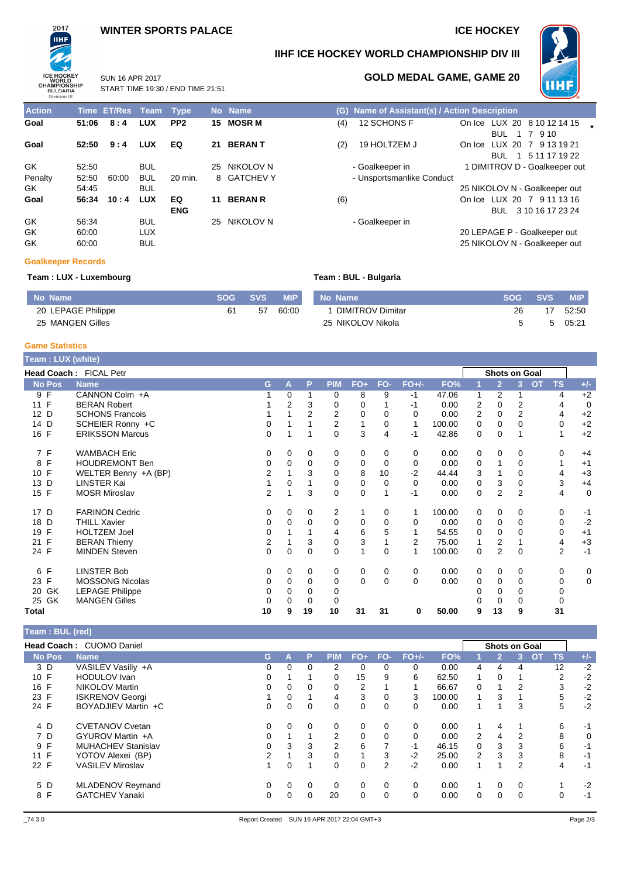# WINTER SPORTS PALACE

## ICE HOCKEY

## IIHF ICE HOCKEY WORLD CHAMPIONSHIP DIV III

SUN 16 APR 2017
START TIME 19:30 / END TIME 21:51

## GOLD MEDAL GAME, GAME 20

| Action | Time | ET/Res | Team | Type | No | Name | (G) | Name of Assistant(s) / Action Description | |
|---|---|---|---|---|---|---|---|---|---|
| Goal | 51:06 | 8 : 4 | LUX | PP2 | 15 | MOSR M | (4) | 12 SCHONS F | On Ice LUX 20 8 10 12 14 15 / BUL 1 7 9 10 * |
| Goal | 52:50 | 9 : 4 | LUX | EQ | 21 | BERAN T | (2) | 19 HOLTZEM J | On Ice LUX 20 7 9 13 19 21 / BUL 1 5 11 17 19 22 |
| GK | 52:50 | | BUL | | 25 | NIKOLOV N | | - Goalkeeper in | 1 DIMITROV D - Goalkeeper out |
| Penalty | 52:50 | 60:00 | BUL | 20 min. | 8 | GATCHEV Y | | - Unsportsmanlike Conduct | |
| GK | 54:45 | | BUL | | | | | | 25 NIKOLOV N - Goalkeeper out |
| Goal | 56:34 | 10 : 4 | LUX | EQ ENG | 11 | BERAN R | (6) | | On Ice LUX 20 7 9 11 13 16 / BUL 3 10 16 17 23 24 |
| GK | 56:34 | | BUL | | 25 | NIKOLOV N | | - Goalkeeper in | |
| GK | 60:00 | | LUX | | | | | | 20 LEPAGE P - Goalkeeper out |
| GK | 60:00 | | BUL | | | | | | 25 NIKOLOV N - Goalkeeper out |

### Goalkeeper Records

**Team : LUX - Luxembourg**

| No | Name | SOG | SVS | MIP |
|---|---|---|---|---|
| 20 | LEPAGE Philippe | 61 | 57 | 60:00 |
| 25 | MANGEN Gilles | | | |

**Team : BUL - Bulgaria**

| No | Name | SOG | SVS | MIP |
|---|---|---|---|---|
| 1 | DIMITROV Dimitar | 26 | 17 | 52:50 |
| 25 | NIKOLOV Nikola | 5 | 5 | 05:21 |

### Game Statistics

**Team : LUX (white)**

**Head Coach :** FICAL Petr

| No | Pos | Name | G | A | P | PIM | FO+ | FO- | FO+/- | FO% | 1 | 2 | 3 | OT | TS | +/- |
|---|---|---|---|---|---|---|---|---|---|---|---|---|---|---|---|---|
| 9 | F | CANNON Colm +A | 1 | 0 | 1 | 0 | 8 | 9 | -1 | 47.06 | 1 | 2 | 1 | | 4 | +2 |
| 11 | F | BERAN Robert | 1 | 2 | 3 | 0 | 0 | 1 | -1 | 0.00 | 2 | 0 | 2 | | 4 | 0 |
| 12 | D | SCHONS Francois | 1 | 1 | 2 | 2 | 0 | 0 | 0 | 0.00 | 2 | 0 | 2 | | 4 | +2 |
| 14 | D | SCHEIER Ronny +C | 0 | 1 | 1 | 2 | 1 | 0 | 1 | 100.00 | 0 | 0 | 0 | | 0 | +2 |
| 16 | F | ERIKSSON Marcus | 0 | 1 | 1 | 0 | 3 | 4 | -1 | 42.86 | 0 | 0 | 1 | | 1 | +2 |
| 7 | F | WAMBACH Eric | 0 | 0 | 0 | 0 | 0 | 0 | 0 | 0.00 | 0 | 0 | 0 | | 0 | +4 |
| 8 | F | HOUDREMONT Ben | 0 | 0 | 0 | 0 | 0 | 0 | 0 | 0.00 | 0 | 1 | 0 | | 1 | +1 |
| 10 | F | WELTER Benny +A (BP) | 2 | 1 | 3 | 0 | 8 | 10 | -2 | 44.44 | 3 | 1 | 0 | | 4 | +3 |
| 13 | D | LINSTER Kai | 1 | 0 | 1 | 0 | 0 | 0 | 0 | 0.00 | 0 | 3 | 0 | | 3 | +4 |
| 15 | F | MOSR Miroslav | 2 | 1 | 3 | 0 | 0 | 1 | -1 | 0.00 | 0 | 2 | 2 | | 4 | 0 |
| 17 | D | FARINON Cedric | 0 | 0 | 0 | 2 | 1 | 0 | 1 | 100.00 | 0 | 0 | 0 | | 0 | -1 |
| 18 | D | THILL Xavier | 0 | 0 | 0 | 0 | 0 | 0 | 0 | 0.00 | 0 | 0 | 0 | | 0 | -2 |
| 19 | F | HOLTZEM Joel | 0 | 1 | 1 | 4 | 6 | 5 | 1 | 54.55 | 0 | 0 | 0 | | 0 | +1 |
| 21 | F | BERAN Thierry | 2 | 1 | 3 | 0 | 3 | 1 | 2 | 75.00 | 1 | 2 | 1 | | 4 | +3 |
| 24 | F | MINDEN Steven | 0 | 0 | 0 | 0 | 1 | 0 | 1 | 100.00 | 0 | 2 | 0 | | 2 | -1 |
| 6 | F | LINSTER Bob | 0 | 0 | 0 | 0 | 0 | 0 | 0 | 0.00 | 0 | 0 | 0 | | 0 | 0 |
| 23 | F | MOSSONG Nicolas | 0 | 0 | 0 | 0 | 0 | 0 | 0 | 0.00 | 0 | 0 | 0 | | 0 | 0 |
| 20 | GK | LEPAGE Philippe | 0 | 0 | 0 | 0 | | | | | 0 | 0 | 0 | | 0 | |
| 25 | GK | MANGEN Gilles | 0 | 0 | 0 | 0 | | | | | 0 | 0 | 0 | | 0 | |
| Total | | | 10 | 9 | 19 | 10 | 31 | 31 | 0 | 50.00 | 9 | 13 | 9 | | 31 | |

**Team : BUL (red)**

**Head Coach :** CUOMO Daniel

| No | Pos | Name | G | A | P | PIM | FO+ | FO- | FO+/- | FO% | 1 | 2 | 3 | OT | TS | +/- |
|---|---|---|---|---|---|---|---|---|---|---|---|---|---|---|---|---|
| 3 | D | VASILEV Vasiliy +A | 0 | 0 | 0 | 2 | 0 | 0 | 0 | 0.00 | 4 | 4 | 4 | | 12 | -2 |
| 10 | F | HODULOV Ivan | 0 | 1 | 1 | 0 | 15 | 9 | 6 | 62.50 | 1 | 0 | 1 | | 2 | -2 |
| 16 | F | NIKOLOV Martin | 0 | 0 | 0 | 0 | 2 | 1 | 1 | 66.67 | 0 | 1 | 2 | | 3 | -2 |
| 23 | F | ISKRENOV Georgi | 1 | 0 | 1 | 4 | 3 | 0 | 3 | 100.00 | 1 | 3 | 1 | | 5 | -2 |
| 24 | F | BOYADJIEV Martin +C | 0 | 0 | 0 | 0 | 0 | 0 | 0 | 0.00 | 1 | 1 | 3 | | 5 | -2 |
| 4 | D | CVETANOV Cvetan | 0 | 0 | 0 | 0 | 0 | 0 | 0 | 0.00 | 1 | 4 | 1 | | 6 | -1 |
| 7 | D | GYUROV Martin +A | 0 | 1 | 1 | 2 | 0 | 0 | 0 | 0.00 | 2 | 4 | 2 | | 8 | 0 |
| 9 | F | MUHACHEV Stanislav | 0 | 3 | 3 | 2 | 6 | 7 | -1 | 46.15 | 0 | 3 | 3 | | 6 | -1 |
| 11 | F | YOTOV Alexei (BP) | 2 | 1 | 3 | 0 | 1 | 3 | -2 | 25.00 | 2 | 3 | 3 | | 8 | -1 |
| 22 | F | VASILEV Miroslav | 1 | 0 | 1 | 0 | 0 | 2 | -2 | 0.00 | 1 | 1 | 2 | | 4 | -1 |
| 5 | D | MLADENOV Reymand | 0 | 0 | 0 | 0 | 0 | 0 | 0 | 0.00 | 1 | 0 | 0 | | 1 | -2 |
| 8 | F | GATCHEV Yanaki | 0 | 0 | 0 | 20 | 0 | 0 | 0 | 0.00 | 0 | 0 | 0 | | 0 | -1 |

_74 3.0 Report Created SUN 16 APR 2017 22:04 GMT+3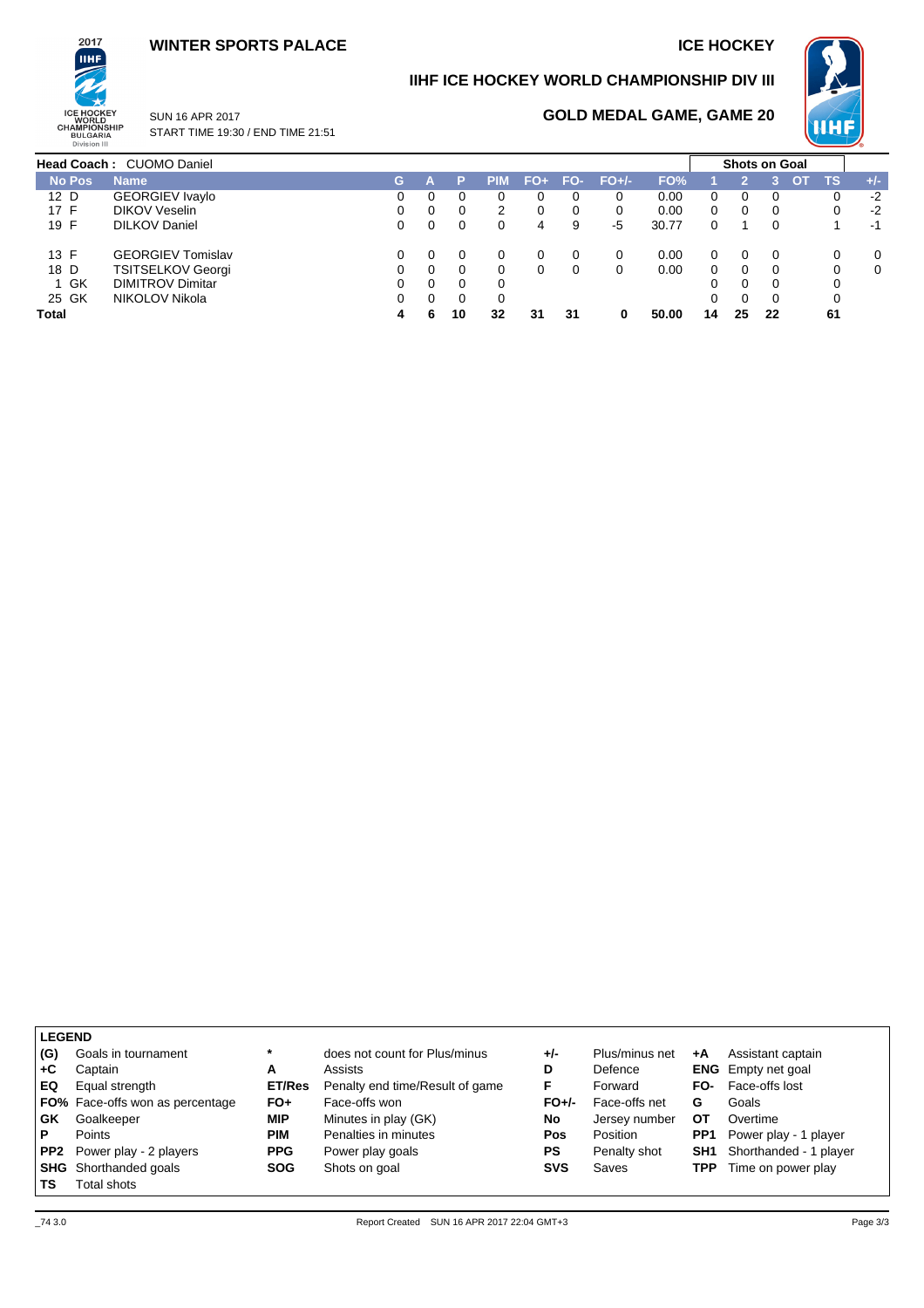**WINTER SPORTS PALACE** **ICE HOCKEY**

## IIHF ICE HOCKEY WORLD CHAMPIONSHIP DIV III

SUN 16 APR 2017
START TIME 19:30 / END TIME 21:51

### GOLD MEDAL GAME, GAME 20

**Head Coach :** CUOMO Daniel

| No | Pos | Name | G | A | P | PIM | FO+ | FO- | FO+/- | FO% | Shots on Goal 1 | 2 | 3 | OT | TS | +/- |
|---|---|---|---|---|---|---|---|---|---|---|---|---|---|---|---|---|
| 12 | D | GEORGIEV Ivaylo | 0 | 0 | 0 | 0 | 0 | 0 | 0 | 0.00 | 0 | 0 | 0 | | 0 | -2 |
| 17 | F | DIKOV Veselin | 0 | 0 | 0 | 2 | 0 | 0 | 0 | 0.00 | 0 | 0 | 0 | | 0 | -2 |
| 19 | F | DILKOV Daniel | 0 | 0 | 0 | 0 | 4 | 9 | -5 | 30.77 | 0 | 1 | 0 | | 1 | -1 |
| 13 | F | GEORGIEV Tomislav | 0 | 0 | 0 | 0 | 0 | 0 | 0 | 0.00 | 0 | 0 | 0 | | 0 | 0 |
| 18 | D | TSITSELKOV Georgi | 0 | 0 | 0 | 0 | 0 | 0 | 0 | 0.00 | 0 | 0 | 0 | | 0 | 0 |
| 1 | GK | DIMITROV Dimitar | 0 | 0 | 0 | 0 | | | | | 0 | 0 | 0 | | 0 | |
| 25 | GK | NIKOLOV Nikola | 0 | 0 | 0 | 0 | | | | | 0 | 0 | 0 | | 0 | |
| **Total** | | | **4** | **6** | **10** | **32** | **31** | **31** | **0** | **50.00** | **14** | **25** | **22** | | **61** | |

**LEGEND**

| | | | | | | | |
|---|---|---|---|---|---|---|---|
| (G) | Goals in tournament | * | does not count for Plus/minus | +/- | Plus/minus net | +A | Assistant captain |
| +C | Captain | A | Assists | D | Defence | ENG | Empty net goal |
| EQ | Equal strength | ET/Res | Penalty end time/Result of game | F | Forward | FO- | Face-offs lost |
| FO% | Face-offs won as percentage | FO+ | Face-offs won | FO+/- | Face-offs net | G | Goals |
| GK | Goalkeeper | MIP | Minutes in play (GK) | No | Jersey number | OT | Overtime |
| P | Points | PIM | Penalties in minutes | Pos | Position | PP1 | Power play - 1 player |
| PP2 | Power play - 2 players | PPG | Power play goals | PS | Penalty shot | SH1 | Shorthanded - 1 player |
| SHG | Shorthanded goals | SOG | Shots on goal | SVS | Saves | TPP | Time on power play |
| TS | Total shots | | | | | | |

_74 3.0 Report Created SUN 16 APR 2017 22:04 GMT+3